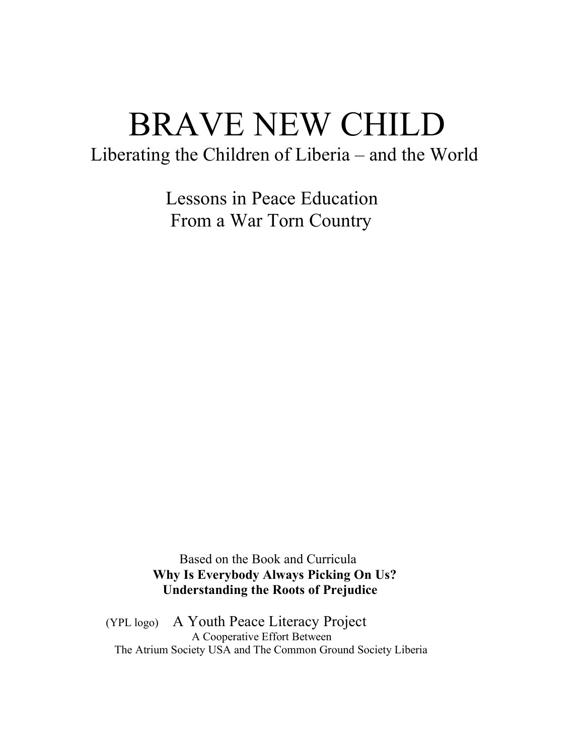# BRAVE NEW CHILD

## Liberating the Children of Liberia – and the World

Lessons in Peace Education
From a War Torn Country

Based on the Book and Curricula
**Why Is Everybody Always Picking On Us?**
**Understanding the Roots of Prejudice**

(YPL logo) A Youth Peace Literacy Project
A Cooperative Effort Between
The Atrium Society USA and The Common Ground Society Liberia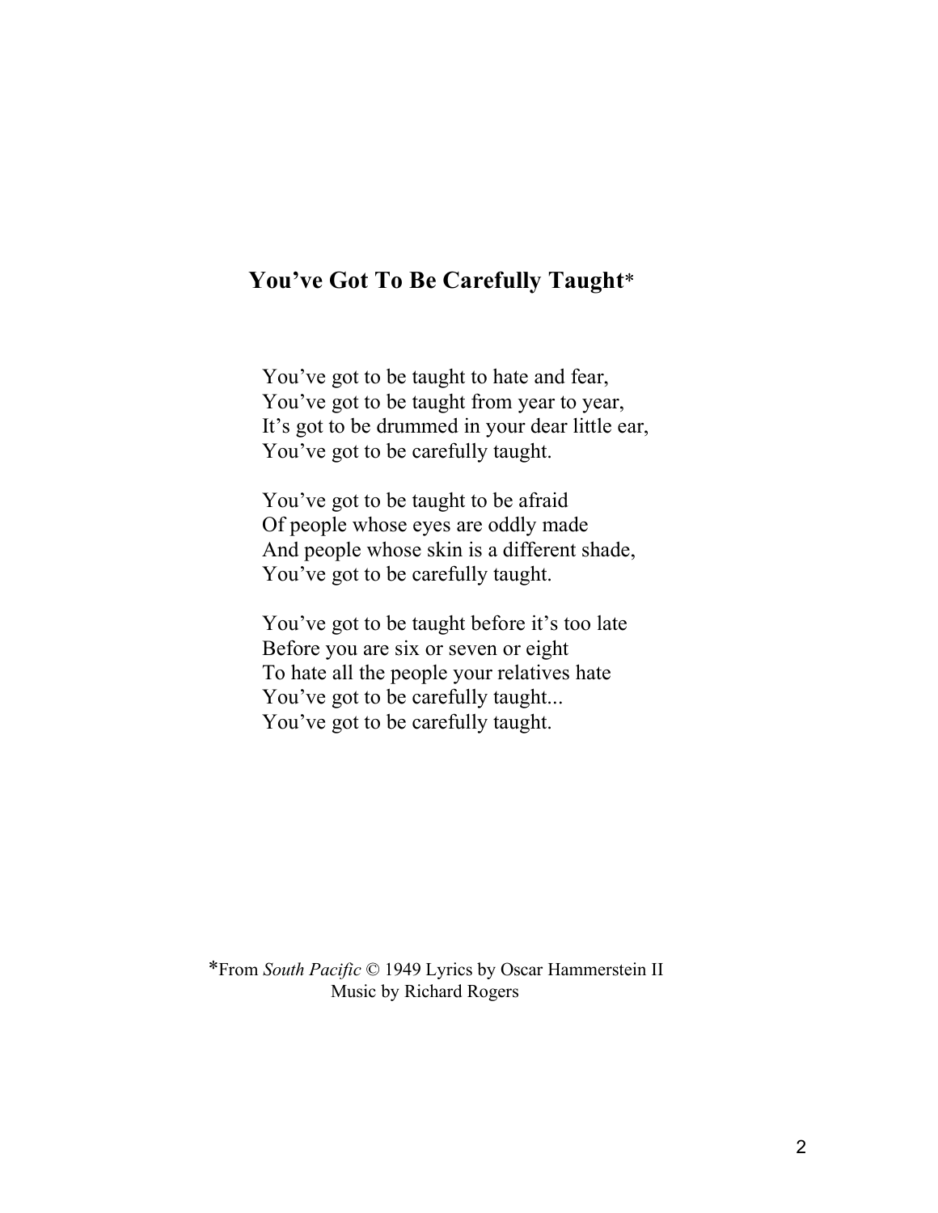## You've Got To Be Carefully Taught*

You've got to be taught to hate and fear,
You've got to be taught from year to year,
It's got to be drummed in your dear little ear,
You've got to be carefully taught.

You've got to be taught to be afraid
Of people whose eyes are oddly made
And people whose skin is a different shade,
You've got to be carefully taught.

You've got to be taught before it's too late
Before you are six or seven or eight
To hate all the people your relatives hate
You've got to be carefully taught...
You've got to be carefully taught.

*From *South Pacific* © 1949 Lyrics by Oscar Hammerstein II
Music by Richard Rogers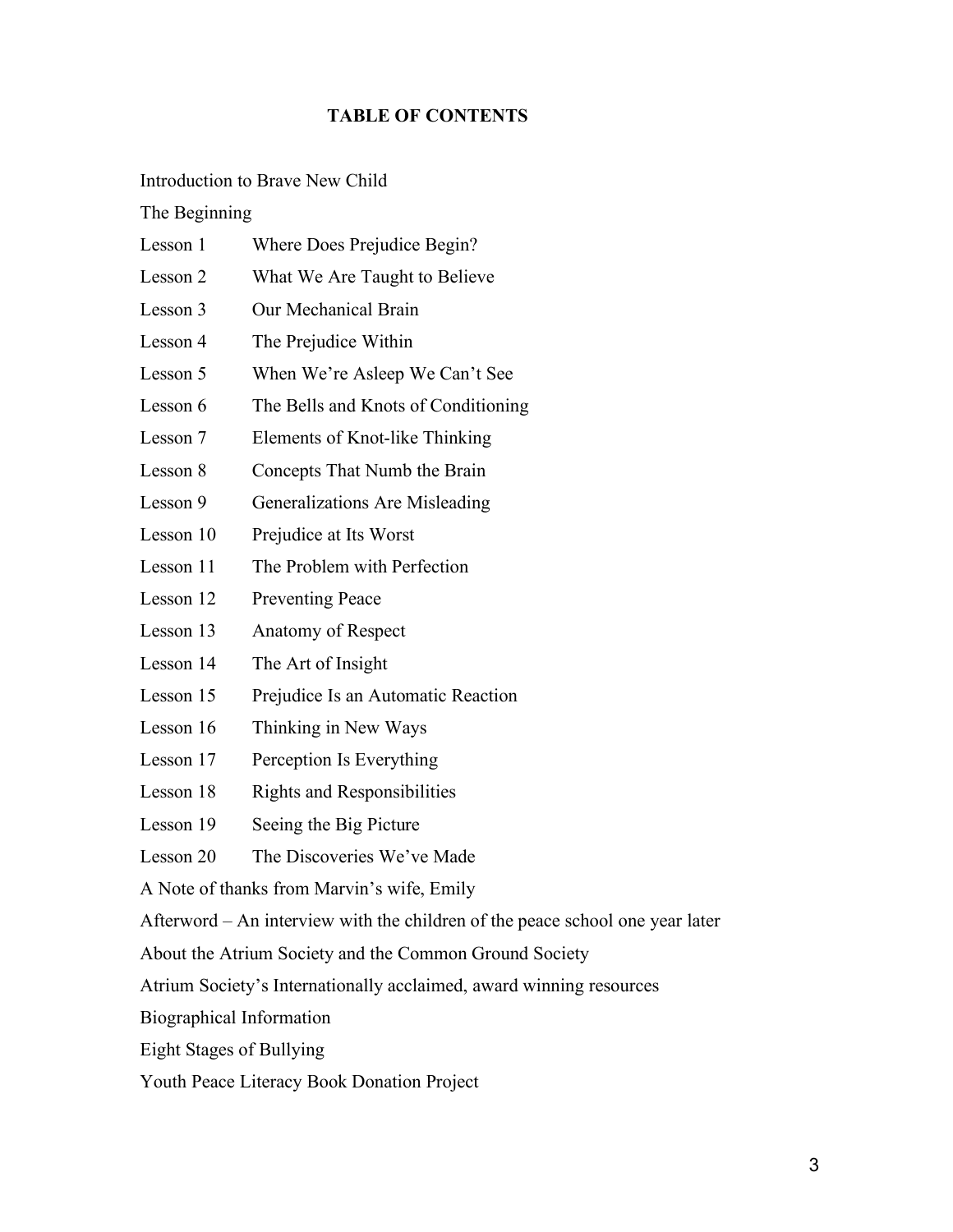# TABLE OF CONTENTS

Introduction to Brave New Child

The Beginning

| | |
|---|---|
| Lesson 1 | Where Does Prejudice Begin? |
| Lesson 2 | What We Are Taught to Believe |
| Lesson 3 | Our Mechanical Brain |
| Lesson 4 | The Prejudice Within |
| Lesson 5 | When We're Asleep We Can't See |
| Lesson 6 | The Bells and Knots of Conditioning |
| Lesson 7 | Elements of Knot-like Thinking |
| Lesson 8 | Concepts That Numb the Brain |
| Lesson 9 | Generalizations Are Misleading |
| Lesson 10 | Prejudice at Its Worst |
| Lesson 11 | The Problem with Perfection |
| Lesson 12 | Preventing Peace |
| Lesson 13 | Anatomy of Respect |
| Lesson 14 | The Art of Insight |
| Lesson 15 | Prejudice Is an Automatic Reaction |
| Lesson 16 | Thinking in New Ways |
| Lesson 17 | Perception Is Everything |
| Lesson 18 | Rights and Responsibilities |
| Lesson 19 | Seeing the Big Picture |
| Lesson 20 | The Discoveries We've Made |

A Note of thanks from Marvin's wife, Emily

Afterword – An interview with the children of the peace school one year later

About the Atrium Society and the Common Ground Society

Atrium Society's Internationally acclaimed, award winning resources

Biographical Information

Eight Stages of Bullying

Youth Peace Literacy Book Donation Project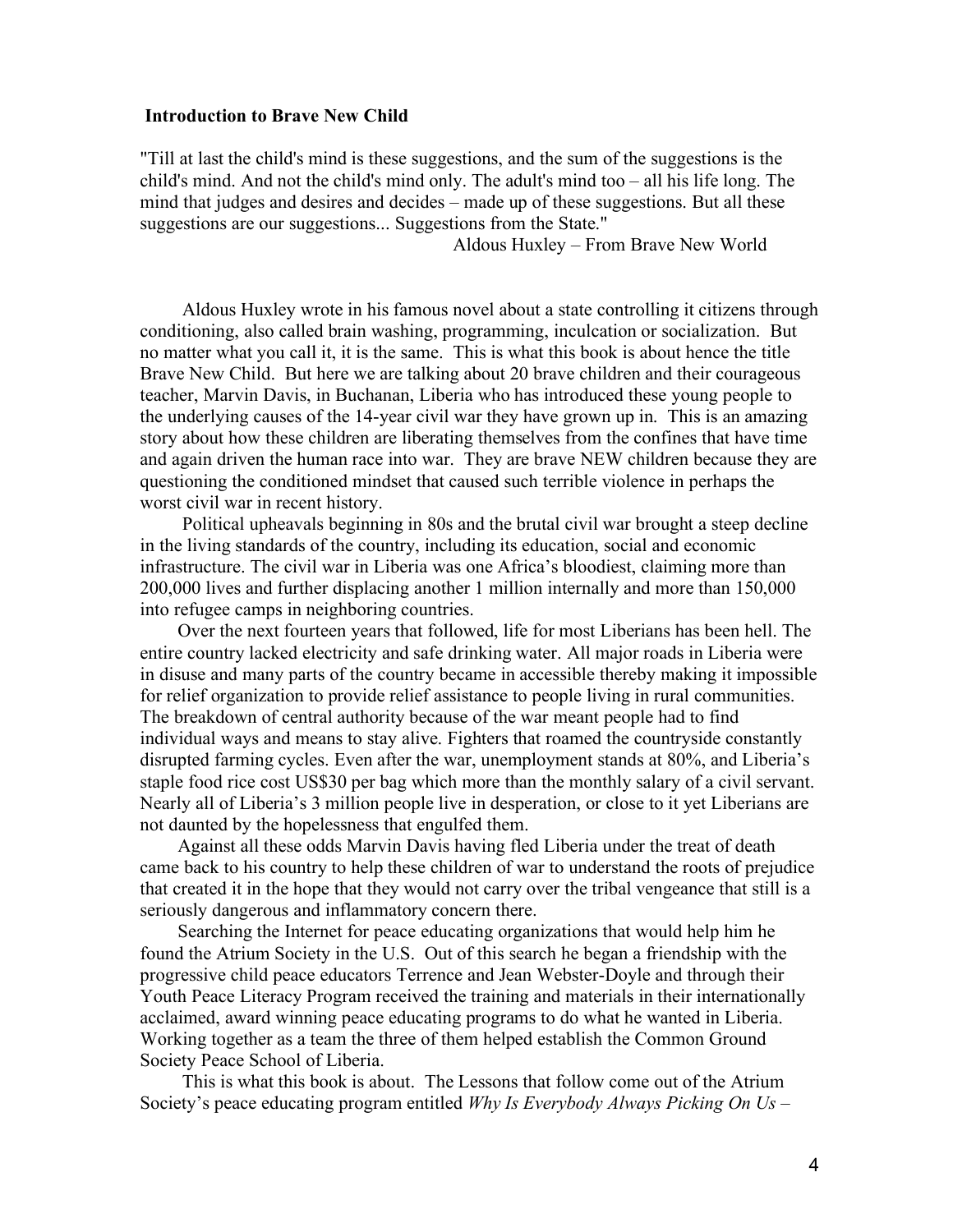**Introduction to Brave New Child**

"Till at last the child's mind is these suggestions, and the sum of the suggestions is the child's mind. And not the child's mind only. The adult's mind too – all his life long. The mind that judges and desires and decides – made up of these suggestions. But all these suggestions are our suggestions... Suggestions from the State."

Aldous Huxley – From Brave New World

Aldous Huxley wrote in his famous novel about a state controlling it citizens through conditioning, also called brain washing, programming, inculcation or socialization. But no matter what you call it, it is the same. This is what this book is about hence the title Brave New Child. But here we are talking about 20 brave children and their courageous teacher, Marvin Davis, in Buchanan, Liberia who has introduced these young people to the underlying causes of the 14-year civil war they have grown up in. This is an amazing story about how these children are liberating themselves from the confines that have time and again driven the human race into war. They are brave NEW children because they are questioning the conditioned mindset that caused such terrible violence in perhaps the worst civil war in recent history.

Political upheavals beginning in 80s and the brutal civil war brought a steep decline in the living standards of the country, including its education, social and economic infrastructure. The civil war in Liberia was one Africa's bloodiest, claiming more than 200,000 lives and further displacing another 1 million internally and more than 150,000 into refugee camps in neighboring countries.

Over the next fourteen years that followed, life for most Liberians has been hell. The entire country lacked electricity and safe drinking water. All major roads in Liberia were in disuse and many parts of the country became in accessible thereby making it impossible for relief organization to provide relief assistance to people living in rural communities. The breakdown of central authority because of the war meant people had to find individual ways and means to stay alive. Fighters that roamed the countryside constantly disrupted farming cycles. Even after the war, unemployment stands at 80%, and Liberia's staple food rice cost US$30 per bag which more than the monthly salary of a civil servant. Nearly all of Liberia's 3 million people live in desperation, or close to it yet Liberians are not daunted by the hopelessness that engulfed them.

Against all these odds Marvin Davis having fled Liberia under the treat of death came back to his country to help these children of war to understand the roots of prejudice that created it in the hope that they would not carry over the tribal vengeance that still is a seriously dangerous and inflammatory concern there.

Searching the Internet for peace educating organizations that would help him he found the Atrium Society in the U.S. Out of this search he began a friendship with the progressive child peace educators Terrence and Jean Webster-Doyle and through their Youth Peace Literacy Program received the training and materials in their internationally acclaimed, award winning peace educating programs to do what he wanted in Liberia. Working together as a team the three of them helped establish the Common Ground Society Peace School of Liberia.

This is what this book is about. The Lessons that follow come out of the Atrium Society's peace educating program entitled *Why Is Everybody Always Picking On Us –*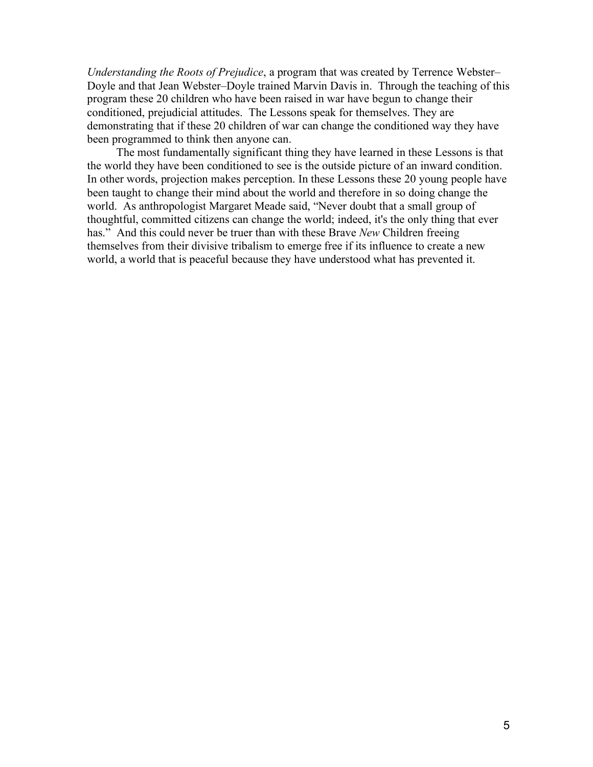*Understanding the Roots of Prejudice*, a program that was created by Terrence Webster–Doyle and that Jean Webster–Doyle trained Marvin Davis in. Through the teaching of this program these 20 children who have been raised in war have begun to change their conditioned, prejudicial attitudes. The Lessons speak for themselves. They are demonstrating that if these 20 children of war can change the conditioned way they have been programmed to think then anyone can.

The most fundamentally significant thing they have learned in these Lessons is that the world they have been conditioned to see is the outside picture of an inward condition. In other words, projection makes perception. In these Lessons these 20 young people have been taught to change their mind about the world and therefore in so doing change the world. As anthropologist Margaret Meade said, "Never doubt that a small group of thoughtful, committed citizens can change the world; indeed, it's the only thing that ever has." And this could never be truer than with these Brave *New* Children freeing themselves from their divisive tribalism to emerge free if its influence to create a new world, a world that is peaceful because they have understood what has prevented it.